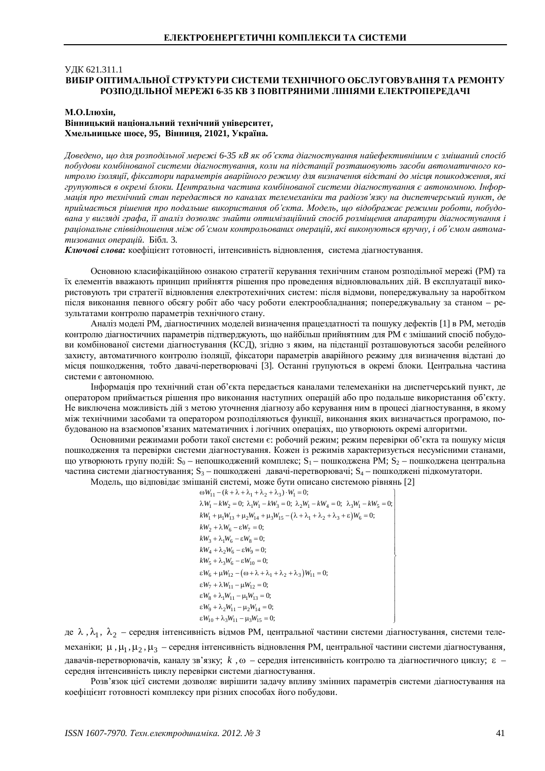УДК 621.311.1

# ВИБІР ОПТИМАЛЬНОЇ СТРУКТУРИ СИСТЕМИ ТЕХНІЧНОГО ОБСЛУГОВУВАННЯ ТА РЕМОНТУ РОЗПОДІЛЬНОЇ МЕРЕЖІ 6-35 КВ З ПОВІТРЯНИМИ ЛІНІЯМИ ЕЛЕКТРОПЕРЕДАЧІ

**М.О.Ілюхін,**
**Вінницький національний технічний університет,**
**Хмельницьке шосе, 95, Вінниця, 21021, Україна.**

*Доведено, що для розподільної мережі 6-35 кВ як об'єкта діагностування найефективнішим є змішаний спосіб побудови комбінованої системи діагностування, коли на підстанції розташовують засоби автоматичного контролю ізоляції, фіксатори параметрів аварійного режиму для визначення відстані до місця пошкодження, які групуються в окремі блоки. Центральна частина комбінованої системи діагностування є автономною. Інформація про технічний стан передається по каналах телемеханіки та радіозв'язку на диспетчерський пункт, де приймається рішення про подальше використання об'єкта. Модель, що відображає режими роботи, побудована у вигляді графа, її аналіз дозволяє знайти оптимізаційний спосіб розміщення апаратури діагностування і раціональне співвідношення між об'ємом контрольованих операцій, які виконуються вручну, і об'ємом автоматизованих операцій.* Бібл. 3.

***Ключові слова:*** коефіцієнт готовності, інтенсивність відновлення, система діагностування.

Основною класифікаційною ознакою стратегії керування технічним станом розподільної мережі (РМ) та їх елементів вважають принцип прийняття рішення про проведення відновлювальних дій. В експлуатації використовують три стратегії відновлення електротехнічних систем: після відмови, попереджувальну за наробітком після виконання певного обсягу робіт або часу роботи електрообладнання; попереджувальну за станом – результатами контролю параметрів технічного стану.

Аналіз моделі РМ, діагностичних моделей визначення працездатності та пошуку дефектів [1] в РМ, методів контролю діагностичних параметрів підтверджують, що найбільш прийнятним для РМ є змішаний спосіб побудови комбінованої системи діагностування (КСД), згідно з яким, на підстанції розташовуються засоби релейного захисту, автоматичного контролю ізоляції, фіксатори параметрів аварійного режиму для визначення відстані до місця пошкодження, тобто давачі-перетворювачі [3]. Останні групуються в окремі блоки. Центральна частина системи є автономною.

Інформація про технічний стан об'єкта передається каналами телемеханіки на диспетчерський пункт, де оператором приймається рішення про виконання наступних операцій або про подальше використання об'єкту. Не виключена можливість дій з метою уточнення діагнозу або керування ним в процесі діагностування, в якому між технічними засобами та оператором розподіляються функції, виконання яких визначається програмою, побудованою на взаємопов'язаних математичних і логічних операціях, що утворюють окремі алгоритми.

Основними режимами роботи такої системи є: робочий режим; режим перевірки об'єкта та пошуку місця пошкодження та перевірки системи діагностування. Кожен із режимів характеризується несумісними станами, що утворюють групу подій: $S_0$ – непошкоджений комплекс; $S_1$ – пошкоджена РМ; $S_2$ – пошкоджена центральна частина системи діагностування; $S_3$ – пошкоджені давачі-перетворювачі; $S_4$ – пошкоджені підкомутатори.

Модель, що відповідає змішаній системі, може бути описано системою рівнянь [2]

$$
\left.
\begin{aligned}
&\omega W_{11} - (k+\lambda+\lambda_1+\lambda_2+\lambda_3)\cdot W_1 = 0;\\
&\lambda W_1 - kW_2 = 0;\ \lambda_1 W_1 - kW_3 = 0;\ \lambda_2 W_1 - kW_4 = 0;\ \lambda_3 W_1 - kW_5 = 0;\\
&kW_1 + \mu_1 W_{13} + \mu_2 W_{14} + \mu_3 W_{15} - (\lambda+\lambda_1+\lambda_2+\lambda_3+\varepsilon)W_6 = 0;\\
&kW_2 + \lambda W_6 - \varepsilon W_7 = 0;\\
&kW_3 + \lambda_1 W_6 - \varepsilon W_8 = 0;\\
&kW_4 + \lambda_2 W_6 - \varepsilon W_9 = 0;\\
&kW_5 + \lambda_3 W_6 - \varepsilon W_{10} = 0;\\
&\varepsilon W_6 + \mu W_{12} - (\omega+\lambda+\lambda_1+\lambda_2+\lambda_3)W_{11} = 0;\\
&\varepsilon W_7 + \lambda W_{11} - \mu W_{12} = 0;\\
&\varepsilon W_8 + \lambda_1 W_{11} - \mu_1 W_{13} = 0;\\
&\varepsilon W_9 + \lambda_2 W_{11} - \mu_2 W_{14} = 0;\\
&\varepsilon W_{10} + \lambda_3 W_{11} - \mu_3 W_{15} = 0;
\end{aligned}
\right\}
$$

де $\lambda$, $\lambda_1$, $\lambda_2$ – середня інтенсивність відмов РМ, центральної частини системи діагностування, системи телемеханіки; $\mu$, $\mu_1$, $\mu_2$, $\mu_3$ – середня інтенсивність відновлення РМ, центральної частини системи діагностування, давачів-перетворювачів, каналу зв'язку; $k$, $\omega$ – середня інтенсивність контролю та діагностичного циклу; $\varepsilon$ – середня інтенсивність циклу перевірки системи діагностування.

Розв'язок цієї системи дозволяє вирішити задачу впливу змінних параметрів системи діагностування на коефіцієнт готовності комплексу при різних способах його побудови.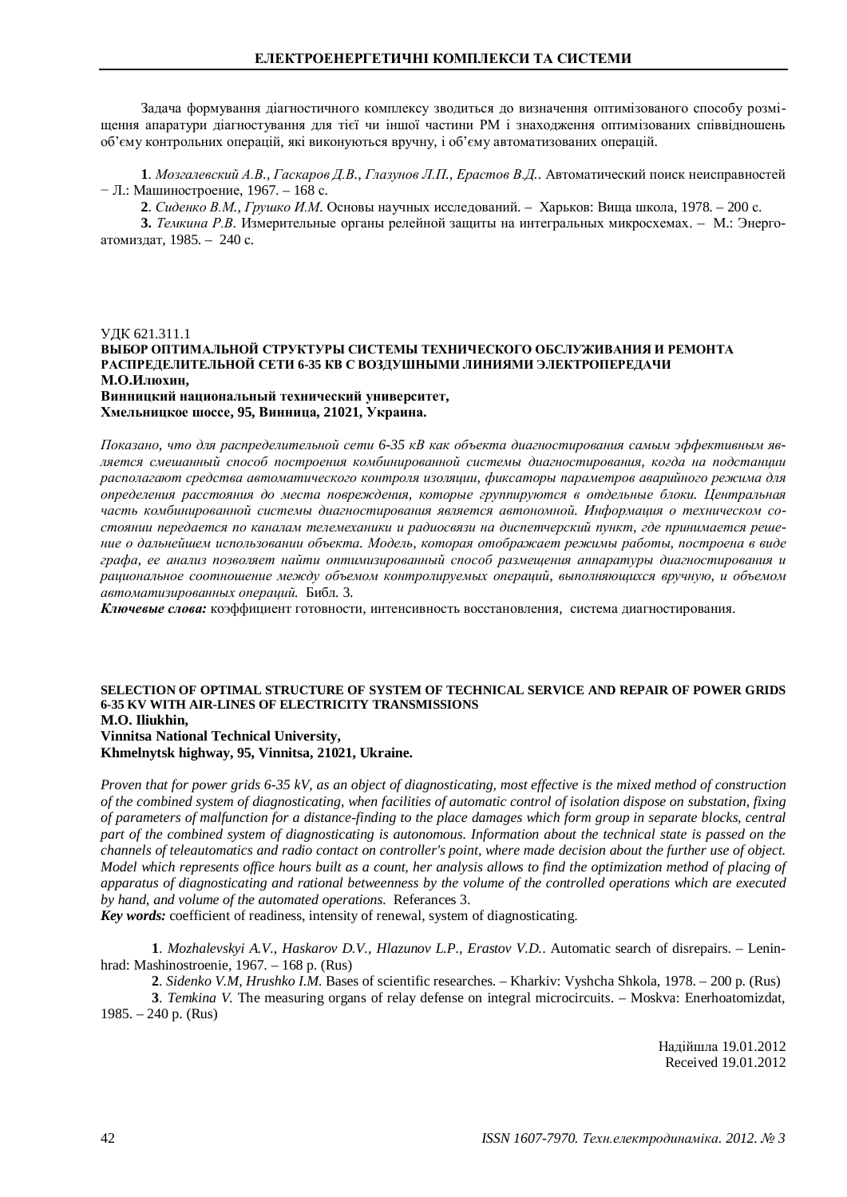Задача формування діагностичного комплексу зводиться до визначення оптимізованого способу розміщення апаратури діагностування для тієї чи іншої частини РМ і знаходження оптимізованих співвідношень об'єму контрольних операцій, які виконуються вручну, і об'єму автоматизованих операцій.

**1**. *Мозгалевский А.В., Гаскаров Д.В., Глазунов Л.П., Ерастов В.Д.*. Автоматический поиск неисправностей − Л.: Машиностроение, 1967. – 168 с.

**2**. *Сиденко В.М., Грушко И.М.* Основы научных исследований. – Харьков: Вища школа, 1978. – 200 с.

**3.** *Темкина Р.В*. Измерительные органы релейной защиты на интегральных микросхемах. – М.: Энергоатомиздат, 1985. – 240 с.

УДК 621.311.1

**ВЫБОР ОПТИМАЛЬНОЙ СТРУКТУРЫ СИСТЕМЫ ТЕХНИЧЕСКОГО ОБСЛУЖИВАНИЯ И РЕМОНТА РАСПРЕДЕЛИТЕЛЬНОЙ СЕТИ 6-35 КВ С ВОЗДУШНЫМИ ЛИНИЯМИ ЭЛЕКТРОПЕРЕДАЧИ**

**М.О.Илюхин,**
**Винницкий национальный технический университет,**
**Хмельницкое шоссе, 95, Винница, 21021, Украина.**

*Показано, что для распределительной сети 6-35 кВ как объекта диагностирования самым эффективным является смешанный способ построения комбинированной системы диагностирования, когда на подстанции располагают средства автоматического контроля изоляции, фиксаторы параметров аварийного режима для определения расстояния до места повреждения, которые группируются в отдельные блоки. Центральная часть комбинированной системы диагностирования является автономной. Информация о техническом состоянии передается по каналам телемеханики и радиосвязи на диспетчерский пункт, где принимается решение о дальнейшем использовании объекта. Модель, которая отображает режимы работы, построена в виде графа, ее анализ позволяет найти оптимизированный способ размещения аппаратуры диагностирования и рациональное соотношение между объемом контролируемых операций, выполняющихся вручную, и объемом автоматизированных операций.* Библ. 3.

***Ключевые слова:*** коэффициент готовности, интенсивность восстановления, система диагностирования.

**SELECTION OF OPTIMAL STRUCTURE OF SYSTEM OF TECHNICAL SERVICE AND REPAIR OF POWER GRIDS 6-35 KV WITH AIR-LINES OF ELECTRICITY TRANSMISSIONS**

**M.O. Iliukhin,**
**Vinnitsa National Technical University,**
**Khmelnytsk highway, 95, Vinnitsa, 21021, Ukraine.**

*Proven that for power grids 6-35 kV, as an object of diagnosticating, most effective is the mixed method of construction of the combined system of diagnosticating, when facilities of automatic control of isolation dispose on substation, fixing of parameters of malfunction for a distance-finding to the place damages which form group in separate blocks, central part of the combined system of diagnosticating is autonomous. Information about the technical state is passed on the channels of teleautomatics and radio contact on controller's point, where made decision about the further use of object. Model which represents office hours built as a count, her analysis allows to find the optimization method of placing of apparatus of diagnosticating and rational betweenness by the volume of the controlled operations which are executed by hand, and volume of the automated operations.* Referances 3.

***Key words:*** coefficient of readiness, intensity of renewal, system of diagnosticating.

**1**. *Mozhalevskyi A.V., Haskarov D.V., Hlazunov L.P., Erastov V.D.*. Automatic search of disrepairs. – Leninhrad: Mashinostroenie, 1967. – 168 p. (Rus)

**2**. *Sidenko V.M, Hrushko I.M.* Bases of scientific researches. – Kharkiv: Vyshcha Shkola, 1978. – 200 p. (Rus)

**3**. *Temkina V.* The measuring organs of relay defense on integral microcircuits. – Moskva: Enerhoatomizdat, 1985. – 240 p. (Rus)

Надійшла 19.01.2012
Received 19.01.2012